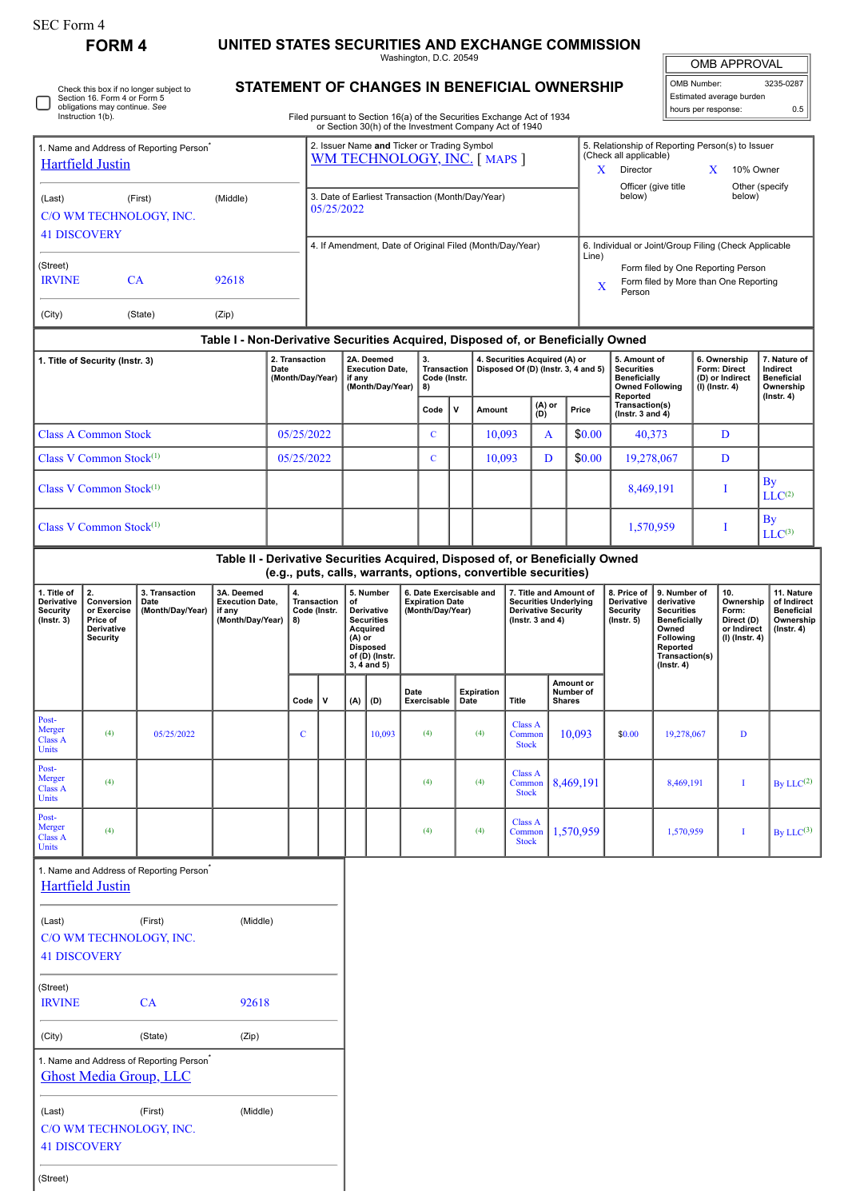SEC Form 4

## FORM 4

# UNITED STATES SECURITIES AND EXCHANGE COMMISSION

Washington, D.C. 20549

## STATEMENT OF CHANGES IN BENEFICIAL OWNERSHIP

Filed pursuant to Section 16(a) of the Securities Exchange Act of 1934 or Section 30(h) of the Investment Company Act of 1940

| OMB APPROVAL | |
|---|---|
| OMB Number: | 3235-0287 |
| Estimated average burden | |
| hours per response: | 0.5 |

☐ Check this box if no longer subject to Section 16. Form 4 or Form 5 obligations may continue. *See* Instruction 1(b).

1. Name and Address of Reporting Person*
Hartfield Justin

(Last) (First) (Middle)
C/O WM TECHNOLOGY, INC.
41 DISCOVERY

(Street)
IRVINE CA 92618

(City) (State) (Zip)

2. Issuer Name **and** Ticker or Trading Symbol
WM TECHNOLOGY, INC. [ MAPS ]

3. Date of Earliest Transaction (Month/Day/Year)
05/25/2022

4. If Amendment, Date of Original Filed (Month/Day/Year)

5. Relationship of Reporting Person(s) to Issuer (Check all applicable)
X Director
X 10% Owner
Officer (give title below)
Other (specify below)

6. Individual or Joint/Group Filing (Check Applicable Line)
Form filed by One Reporting Person
X Form filed by More than One Reporting Person

### Table I - Non-Derivative Securities Acquired, Disposed of, or Beneficially Owned

| 1. Title of Security (Instr. 3) | 2. Transaction Date (Month/Day/Year) | 2A. Deemed Execution Date, if any (Month/Day/Year) | 3. Transaction Code (Instr. 8) | | 4. Securities Acquired (A) or Disposed Of (D) (Instr. 3, 4 and 5) | | | 5. Amount of Securities Beneficially Owned Following Reported Transaction(s) (Instr. 3 and 4) | 6. Ownership Form: Direct (D) or Indirect (I) (Instr. 4) | 7. Nature of Indirect Beneficial Ownership (Instr. 4) |
|---|---|---|---|---|---|---|---|---|---|---|
| | | | Code | V | Amount | (A) or (D) | Price | | | |
| Class A Common Stock | 05/25/2022 | | C | | 10,093 | A | $0.00 | 40,373 | D | |
| Class V Common Stock[(1)] | 05/25/2022 | | C | | 10,093 | D | $0.00 | 19,278,067 | D | |
| Class V Common Stock[(1)] | | | | | | | | 8,469,191 | I | By LLC[(2)] |
| Class V Common Stock[(1)] | | | | | | | | 1,570,959 | I | By LLC[(3)] |

### Table II - Derivative Securities Acquired, Disposed of, or Beneficially Owned (e.g., puts, calls, warrants, options, convertible securities)

| 1. Title of Derivative Security (Instr. 3) | 2. Conversion or Exercise Price of Derivative Security | 3. Transaction Date (Month/Day/Year) | 3A. Deemed Execution Date, if any (Month/Day/Year) | 4. Transaction Code (Instr. 8) | | 5. Number of Derivative Securities Acquired (A) or Disposed of (D) (Instr. 3, 4 and 5) | | 6. Date Exercisable and Expiration Date (Month/Day/Year) | | 7. Title and Amount of Securities Underlying Derivative Security (Instr. 3 and 4) | | 8. Price of Derivative Security (Instr. 5) | 9. Number of derivative Securities Beneficially Owned Following Reported Transaction(s) (Instr. 4) | 10. Ownership Form: Direct (D) or Indirect (I) (Instr. 4) | 11. Nature of Indirect Beneficial Ownership (Instr. 4) |
|---|---|---|---|---|---|---|---|---|---|---|---|---|---|---|---|
| | | | | Code | V | (A) | (D) | Date Exercisable | Expiration Date | Title | Amount or Number of Shares | | | | |
| Post-Merger Class A Units | [(4)] | 05/25/2022 | | C | | | 10,093 | [(4)] | [(4)] | Class A Common Stock | 10,093 | $0.00 | 19,278,067 | D | |
| Post-Merger Class A Units | [(4)] | | | | | | | [(4)] | [(4)] | Class A Common Stock | 8,469,191 | | 8,469,191 | I | By LLC[(2)] |
| Post-Merger Class A Units | [(4)] | | | | | | | [(4)] | [(4)] | Class A Common Stock | 1,570,959 | | 1,570,959 | I | By LLC[(3)] |

1. Name and Address of Reporting Person*
Hartfield Justin

(Last) (First) (Middle)
C/O WM TECHNOLOGY, INC.
41 DISCOVERY

(Street)
IRVINE CA 92618

(City) (State) (Zip)

1. Name and Address of Reporting Person*
Ghost Media Group, LLC

(Last) (First) (Middle)
C/O WM TECHNOLOGY, INC.
41 DISCOVERY

(Street)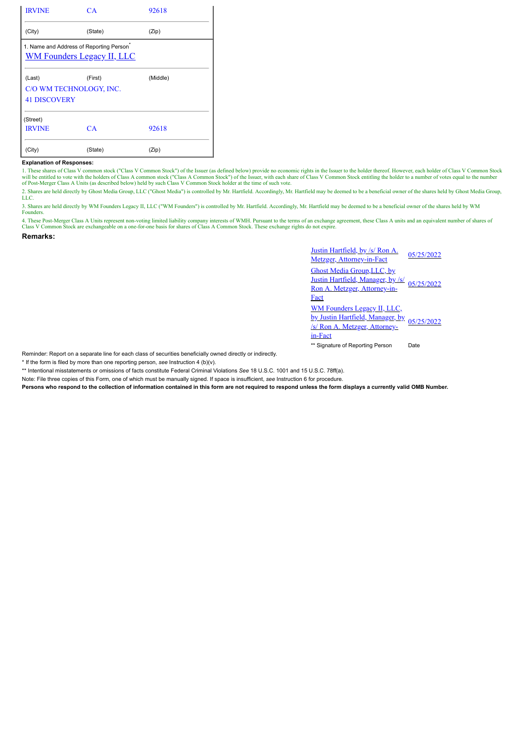| | | |
|---|---|---|
| IRVINE | CA | 92618 |
| (City) | (State) | (Zip) |

1. Name and Address of Reporting Person*

WM Founders Legacy II, LLC

| | | |
|---|---|---|
| (Last) | (First) | (Middle) |

C/O WM TECHNOLOGY, INC.
41 DISCOVERY

(Street)

| | | |
|---|---|---|
| IRVINE | CA | 92618 |
| (City) | (State) | (Zip) |

**Explanation of Responses:**

1. These shares of Class V common stock ("Class V Common Stock") of the Issuer (as defined below) provide no economic rights in the Issuer to the holder thereof. However, each holder of Class V Common Stock will be entitled to vote with the holders of Class A common stock ("Class A Common Stock") of the Issuer, with each share of Class V Common Stock entitling the holder to a number of votes equal to the number of Post-Merger Class A Units (as described below) held by such Class V Common Stock holder at the time of such vote.

2. Shares are held directly by Ghost Media Group, LLC ("Ghost Media") is controlled by Mr. Hartfield. Accordingly, Mr. Hartfield may be deemed to be a beneficial owner of the shares held by Ghost Media Group, LLC.

3. Shares are held directly by WM Founders Legacy II, LLC ("WM Founders") is controlled by Mr. Hartfield. Accordingly, Mr. Hartfield may be deemed to be a beneficial owner of the shares held by WM Founders.

4. These Post-Merger Class A Units represent non-voting limited liability company interests of WMH. Pursuant to the terms of an exchange agreement, these Class A units and an equivalent number of shares of Class V Common Stock are exchangeable on a one-for-one basis for shares of Class A Common Stock. These exchange rights do not expire.

**Remarks:**

| | |
|---|---|
| Justin Hartfield, by /s/ Ron A. Metzger, Attorney-in-Fact | 05/25/2022 |
| Ghost Media Group,LLC, by Justin Hartfield, Manager, by /s/ Ron A. Metzger, Attorney-in-Fact | 05/25/2022 |
| WM Founders Legacy II, LLC, by Justin Hartfield, Manager, by /s/ Ron A. Metzger, Attorney-in-Fact | 05/25/2022 |
| ** Signature of Reporting Person | Date |

Reminder: Report on a separate line for each class of securities beneficially owned directly or indirectly.

\* If the form is filed by more than one reporting person, *see* Instruction 4 (b)(v).

** Intentional misstatements or omissions of facts constitute Federal Criminal Violations *See* 18 U.S.C. 1001 and 15 U.S.C. 78ff(a).

Note: File three copies of this Form, one of which must be manually signed. If space is insufficient, *see* Instruction 6 for procedure.

**Persons who respond to the collection of information contained in this form are not required to respond unless the form displays a currently valid OMB Number.**